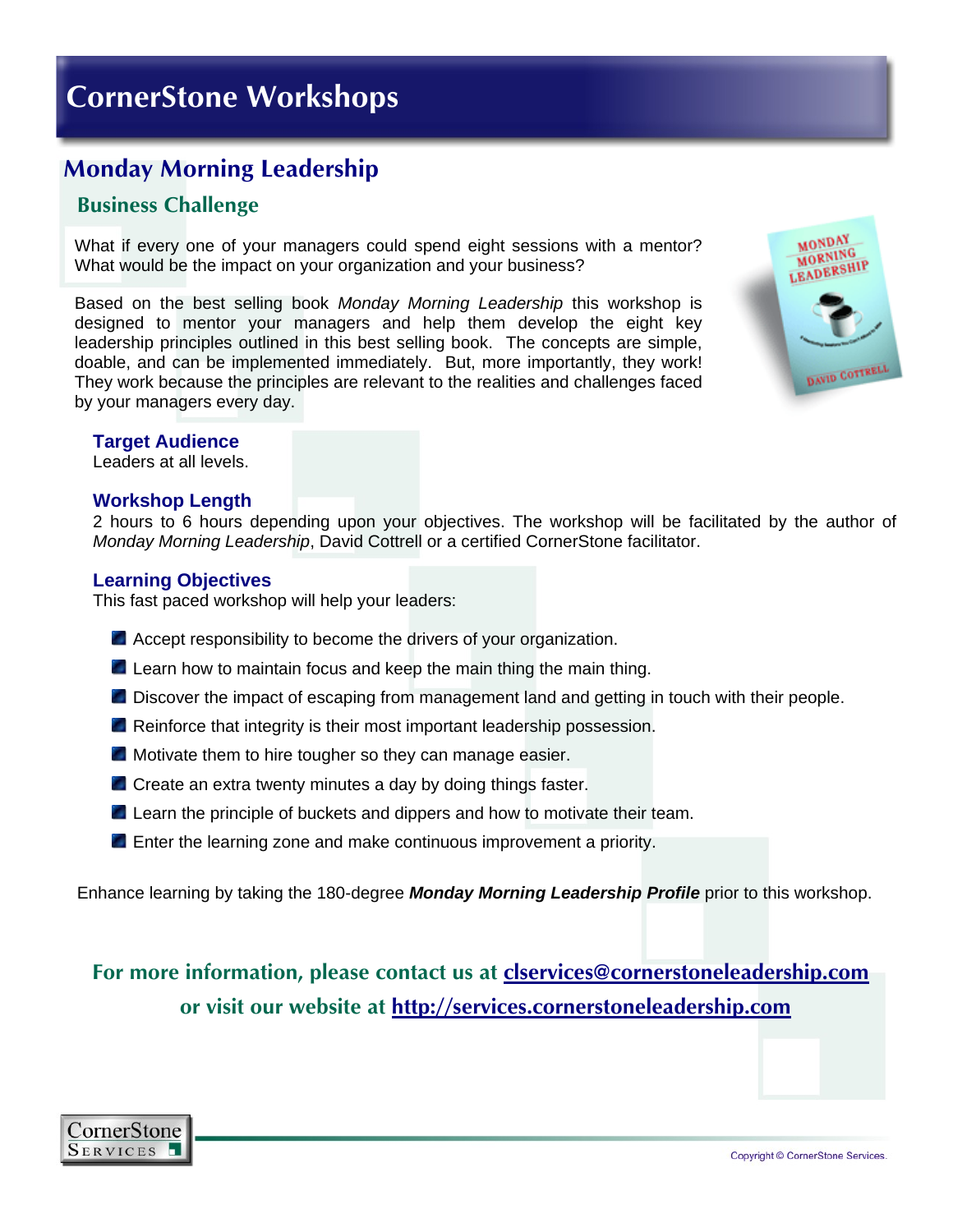# CornerStone Workshops

## Monday Morning Leadership

### Business Challenge

What if every one of your managers could spend eight sessions with a mentor? What would be the impact on your organization and your business?

Based on the best selling book *Monday Morning Leadership* this workshop is designed to mentor your managers and help them develop the eight key leadership principles outlined in this best selling book. The concepts are simple, doable, and can be implemented immediately. But, more importantly, they work! They work because the principles are relevant to the realities and challenges faced by your managers every day.

### Target Audience

Leaders at all levels.

### Workshop Length

2 hours to 6 hours depending upon your objectives. The workshop will be facilitated by the author of *Monday Morning Leadership*, David Cottrell or a certified CornerStone facilitator.

### Learning Objectives

This fast paced workshop will help your leaders:

- Accept responsibility to become the drivers of your organization.
- Learn how to maintain focus and keep the main thing the main thing.
- Discover the impact of escaping from management land and getting in touch with their people.
- Reinforce that integrity is their most important leadership possession.
- Motivate them to hire tougher so they can manage easier.
- Create an extra twenty minutes a day by doing things faster.
- Learn the principle of buckets and dippers and how to motivate their team.
- Enter the learning zone and make continuous improvement a priority.

Enhance learning by taking the 180-degree ***Monday Morning Leadership Profile*** prior to this workshop.

**For more information, please contact us at clservices@cornerstoneleadership.com or visit our website at http://services.cornerstoneleadership.com**

CornerStone Services

Copyright © CornerStone Services.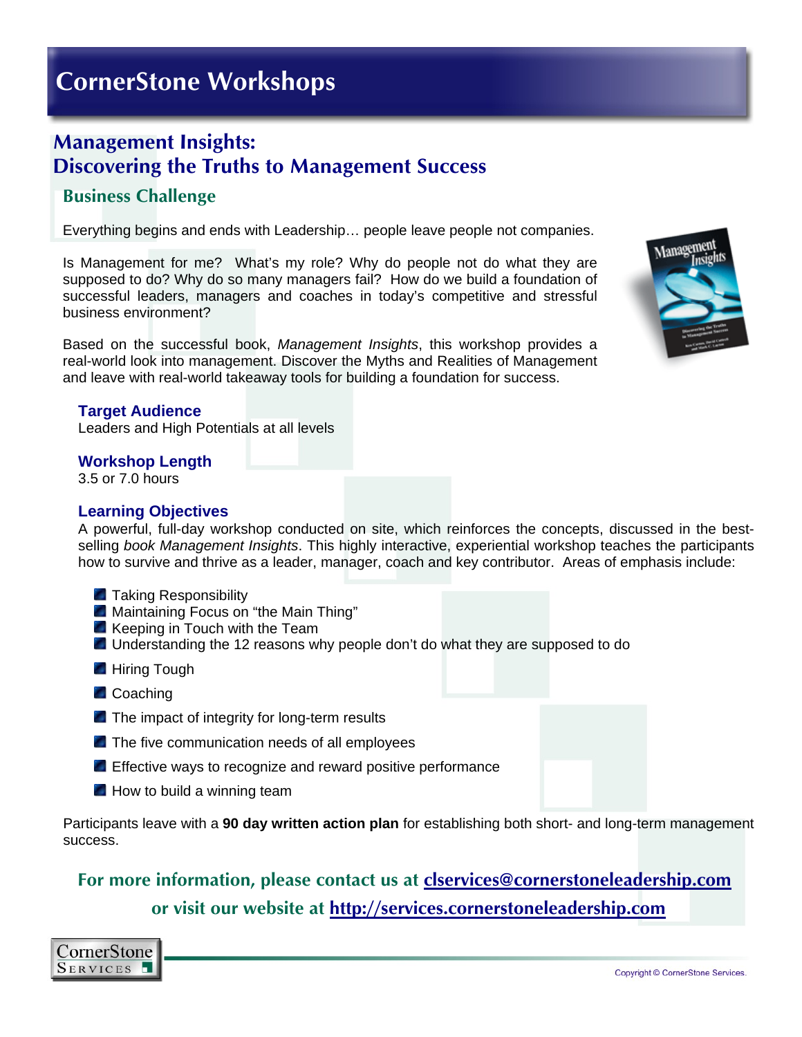# CornerStone Workshops

## Management Insights:
## Discovering the Truths to Management Success

### Business Challenge

Everything begins and ends with Leadership… people leave people not companies.

Is Management for me? What's my role? Why do people not do what they are supposed to do? Why do so many managers fail? How do we build a foundation of successful leaders, managers and coaches in today's competitive and stressful business environment?

Based on the successful book, *Management Insights*, this workshop provides a real-world look into management. Discover the Myths and Realities of Management and leave with real-world takeaway tools for building a foundation for success.

**Target Audience**
Leaders and High Potentials at all levels

**Workshop Length**
3.5 or 7.0 hours

**Learning Objectives**
A powerful, full-day workshop conducted on site, which reinforces the concepts, discussed in the best-selling *book Management Insights*. This highly interactive, experiential workshop teaches the participants how to survive and thrive as a leader, manager, coach and key contributor. Areas of emphasis include:

- Taking Responsibility
- Maintaining Focus on "the Main Thing"
- Keeping in Touch with the Team
- Understanding the 12 reasons why people don't do what they are supposed to do
- Hiring Tough
- Coaching
- The impact of integrity for long-term results
- The five communication needs of all employees
- Effective ways to recognize and reward positive performance
- How to build a winning team

Participants leave with a **90 day written action plan** for establishing both short- and long-term management success.

**For more information, please contact us at clservices@cornerstoneleadership.com or visit our website at http://services.cornerstoneleadership.com**

CornerStone Services

Copyright © CornerStone Services.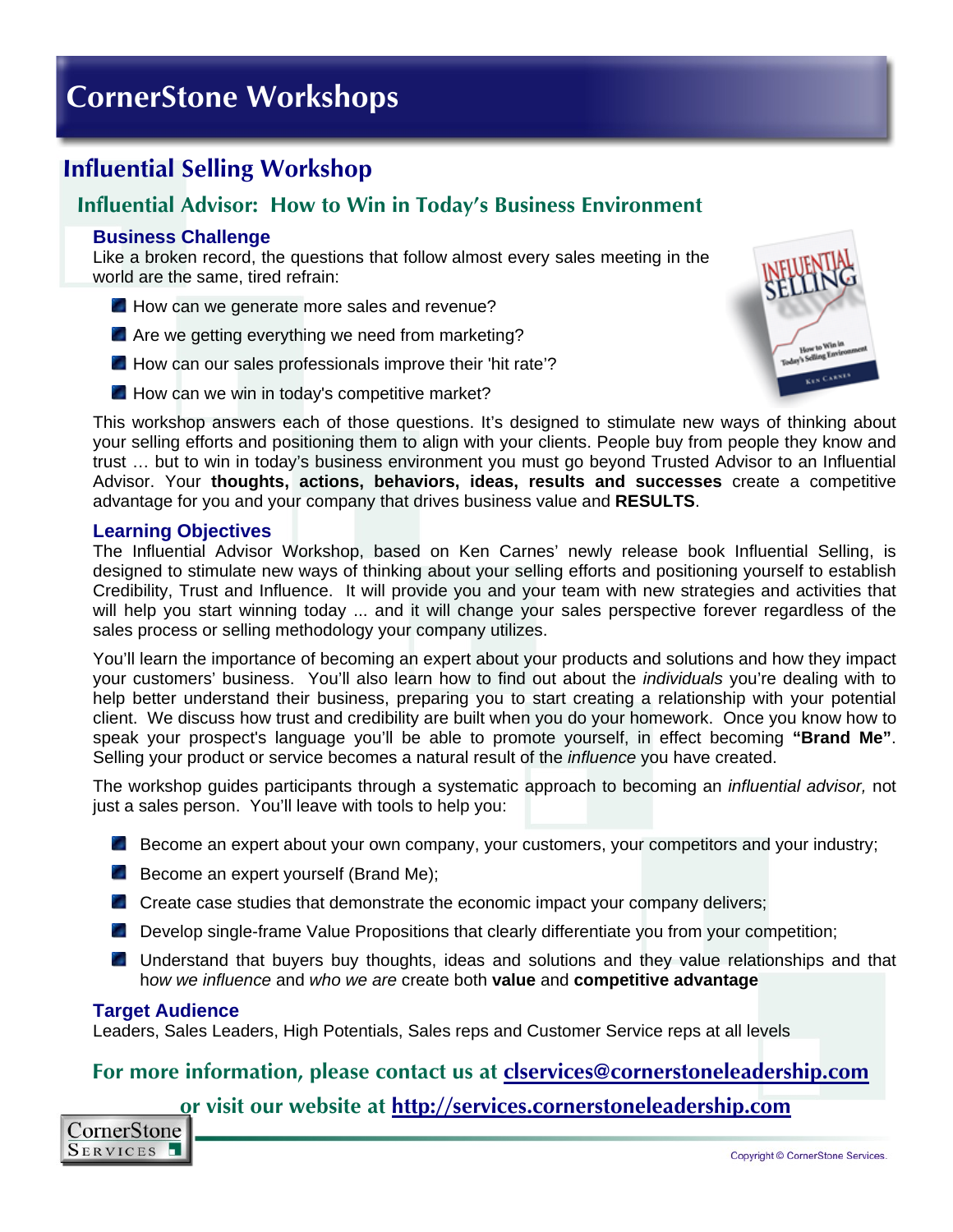# CornerStone Workshops

## Influential Selling Workshop

### Influential Advisor: How to Win in Today's Business Environment

#### Business Challenge

Like a broken record, the questions that follow almost every sales meeting in the world are the same, tired refrain:

- How can we generate more sales and revenue?
- Are we getting everything we need from marketing?
- How can our sales professionals improve their 'hit rate'?
- How can we win in today's competitive market?

This workshop answers each of those questions. It's designed to stimulate new ways of thinking about your selling efforts and positioning them to align with your clients. People buy from people they know and trust … but to win in today's business environment you must go beyond Trusted Advisor to an Influential Advisor. Your **thoughts, actions, behaviors, ideas, results and successes** create a competitive advantage for you and your company that drives business value and **RESULTS**.

#### Learning Objectives

The Influential Advisor Workshop, based on Ken Carnes' newly release book Influential Selling, is designed to stimulate new ways of thinking about your selling efforts and positioning yourself to establish Credibility, Trust and Influence. It will provide you and your team with new strategies and activities that will help you start winning today ... and it will change your sales perspective forever regardless of the sales process or selling methodology your company utilizes.

You'll learn the importance of becoming an expert about your products and solutions and how they impact your customers' business. You'll also learn how to find out about the *individuals* you're dealing with to help better understand their business, preparing you to start creating a relationship with your potential client. We discuss how trust and credibility are built when you do your homework. Once you know how to speak your prospect's language you'll be able to promote yourself, in effect becoming **"Brand Me"**. Selling your product or service becomes a natural result of the *influence* you have created.

The workshop guides participants through a systematic approach to becoming an *influential advisor,* not just a sales person. You'll leave with tools to help you:

- Become an expert about your own company, your customers, your competitors and your industry;
- Become an expert yourself (Brand Me);
- Create case studies that demonstrate the economic impact your company delivers;
- Develop single-frame Value Propositions that clearly differentiate you from your competition;
- Understand that buyers buy thoughts, ideas and solutions and they value relationships and that h*ow we influence* and *who we are* create both **value** and **competitive advantage**

#### Target Audience

Leaders, Sales Leaders, High Potentials, Sales reps and Customer Service reps at all levels

**For more information, please contact us at clservices@cornerstoneleadership.com or visit our website at http://services.cornerstoneleadership.com**

CornerStone Services

Copyright © CornerStone Services.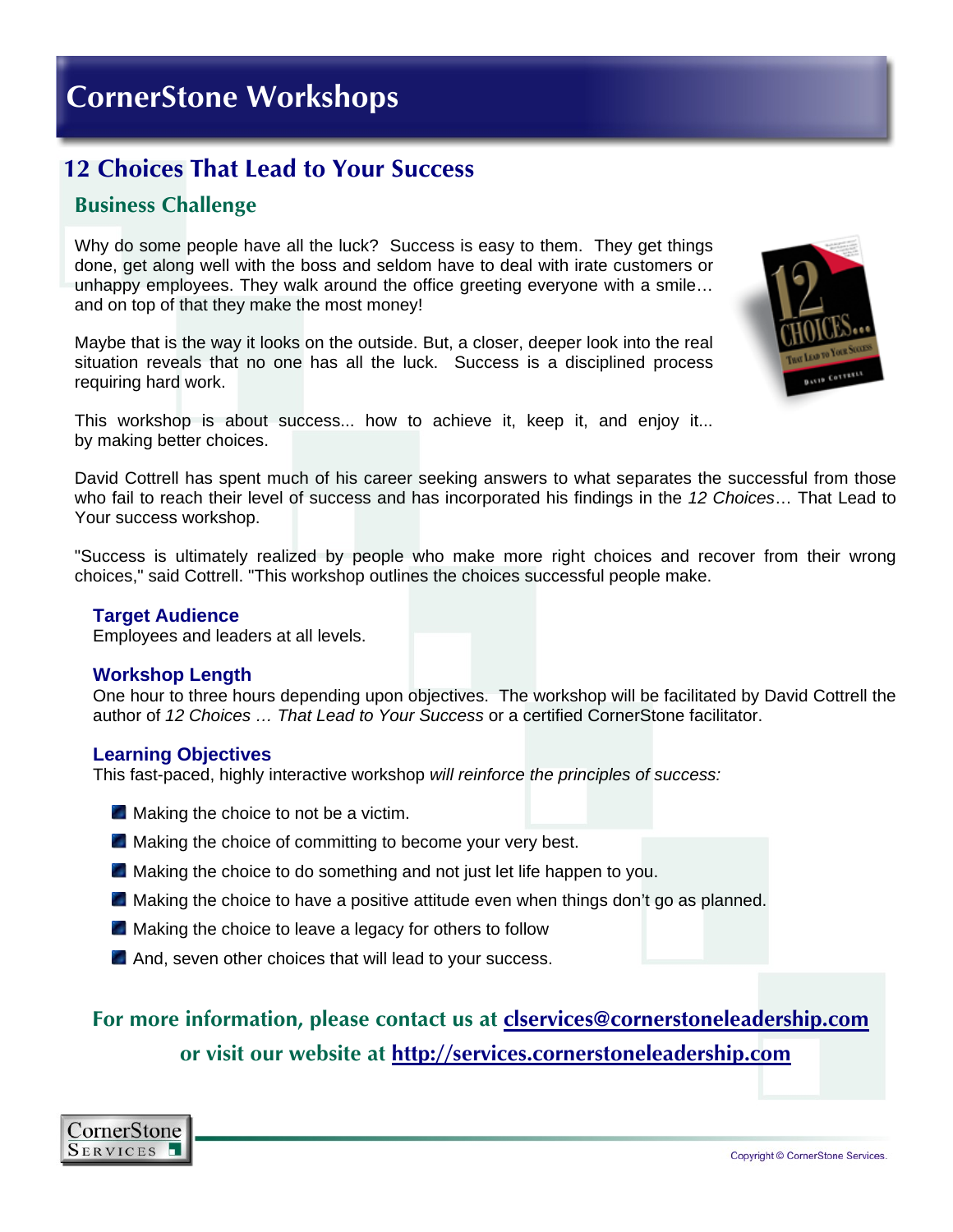# CornerStone Workshops

## 12 Choices That Lead to Your Success

### Business Challenge

Why do some people have all the luck? Success is easy to them. They get things done, get along well with the boss and seldom have to deal with irate customers or unhappy employees. They walk around the office greeting everyone with a smile… and on top of that they make the most money!

Maybe that is the way it looks on the outside. But, a closer, deeper look into the real situation reveals that no one has all the luck. Success is a disciplined process requiring hard work.

This workshop is about success... how to achieve it, keep it, and enjoy it... by making better choices.

David Cottrell has spent much of his career seeking answers to what separates the successful from those who fail to reach their level of success and has incorporated his findings in the *12 Choices*… That Lead to Your success workshop.

"Success is ultimately realized by people who make more right choices and recover from their wrong choices," said Cottrell. "This workshop outlines the choices successful people make.

### Target Audience

Employees and leaders at all levels.

### Workshop Length

One hour to three hours depending upon objectives. The workshop will be facilitated by David Cottrell the author of *12 Choices … That Lead to Your Success* or a certified CornerStone facilitator.

### Learning Objectives

This fast-paced, highly interactive workshop *will reinforce the principles of success:*

- Making the choice to not be a victim.
- Making the choice of committing to become your very best.
- Making the choice to do something and not just let life happen to you.
- Making the choice to have a positive attitude even when things don't go as planned.
- Making the choice to leave a legacy for others to follow
- And, seven other choices that will lead to your success.

**For more information, please contact us at clservices@cornerstoneleadership.com or visit our website at http://services.cornerstoneleadership.com**

CornerStone Services

Copyright © CornerStone Services.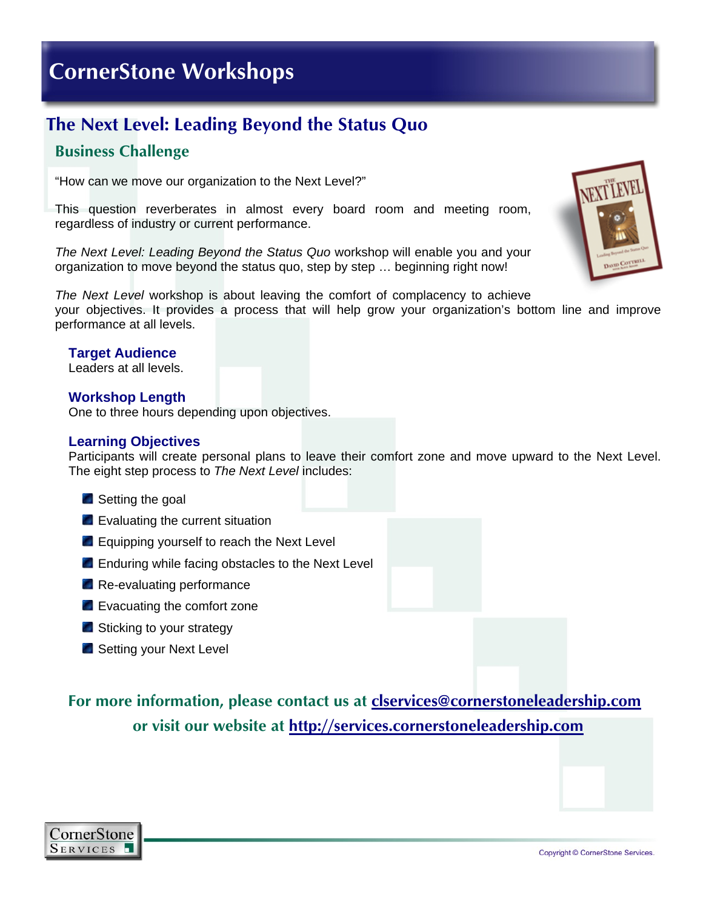# CornerStone Workshops

## The Next Level: Leading Beyond the Status Quo

### Business Challenge

"How can we move our organization to the Next Level?"

This question reverberates in almost every board room and meeting room, regardless of industry or current performance.

*The Next Level: Leading Beyond the Status Quo* workshop will enable you and your organization to move beyond the status quo, step by step … beginning right now!

*The Next Level* workshop is about leaving the comfort of complacency to achieve your objectives. It provides a process that will help grow your organization's bottom line and improve performance at all levels.

**Target Audience**
Leaders at all levels.

**Workshop Length**
One to three hours depending upon objectives.

**Learning Objectives**
Participants will create personal plans to leave their comfort zone and move upward to the Next Level. The eight step process to *The Next Level* includes:

- Setting the goal
- Evaluating the current situation
- Equipping yourself to reach the Next Level
- Enduring while facing obstacles to the Next Level
- Re-evaluating performance
- Evacuating the comfort zone
- Sticking to your strategy
- Setting your Next Level

**For more information, please contact us at clservices@cornerstoneleadership.com or visit our website at http://services.cornerstoneleadership.com**

CornerStone Services

Copyright © CornerStone Services.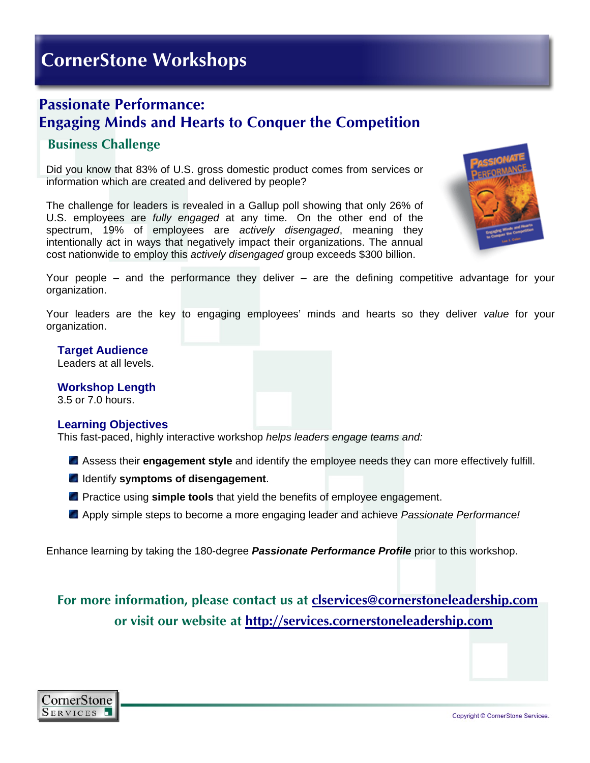# CornerStone Workshops

## Passionate Performance: Engaging Minds and Hearts to Conquer the Competition

### Business Challenge

Did you know that 83% of U.S. gross domestic product comes from services or information which are created and delivered by people?

The challenge for leaders is revealed in a Gallup poll showing that only 26% of U.S. employees are *fully engaged* at any time. On the other end of the spectrum, 19% of employees are *actively disengaged*, meaning they intentionally act in ways that negatively impact their organizations. The annual cost nationwide to employ this *actively disengaged* group exceeds $300 billion.

Your people – and the performance they deliver – are the defining competitive advantage for your organization.

Your leaders are the key to engaging employees' minds and hearts so they deliver *value* for your organization.

### Target Audience

Leaders at all levels.

### Workshop Length

3.5 or 7.0 hours.

### Learning Objectives

This fast-paced, highly interactive workshop *helps leaders engage teams and:*

- Assess their **engagement style** and identify the employee needs they can more effectively fulfill.
- Identify **symptoms of disengagement**.
- Practice using **simple tools** that yield the benefits of employee engagement.
- Apply simple steps to become a more engaging leader and achieve *Passionate Performance!*

Enhance learning by taking the 180-degree ***Passionate Performance Profile*** prior to this workshop.

**For more information, please contact us at clservices@cornerstoneleadership.com or visit our website at http://services.cornerstoneleadership.com**

CornerStone Services

Copyright © CornerStone Services.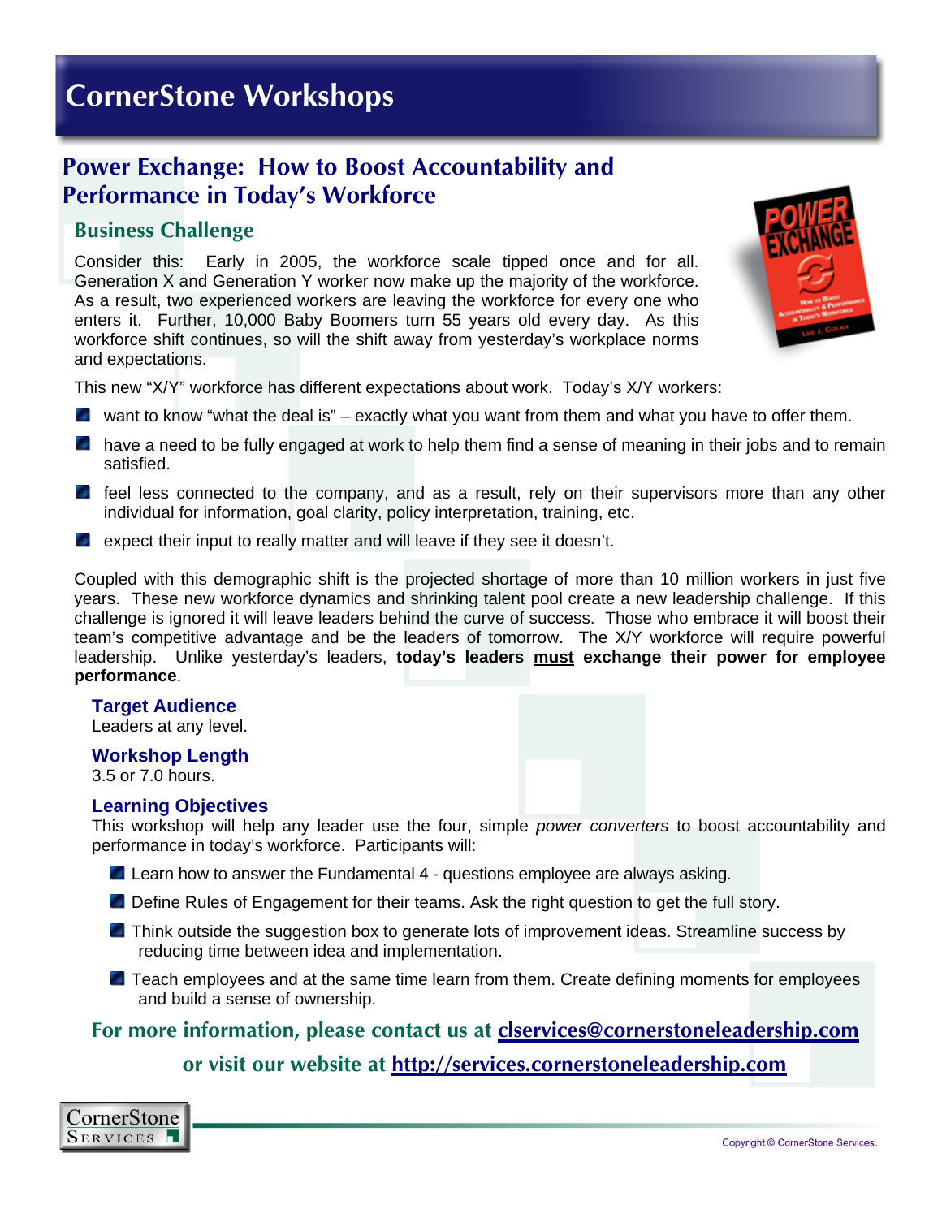# CornerStone Workshops

## Power Exchange: How to Boost Accountability and Performance in Today's Workforce

### Business Challenge

Consider this: Early in 2005, the workforce scale tipped once and for all. Generation X and Generation Y worker now make up the majority of the workforce. As a result, two experienced workers are leaving the workforce for every one who enters it. Further, 10,000 Baby Boomers turn 55 years old every day. As this workforce shift continues, so will the shift away from yesterday's workplace norms and expectations.

This new "X/Y" workforce has different expectations about work. Today's X/Y workers:

- want to know "what the deal is" – exactly what you want from them and what you have to offer them.
- have a need to be fully engaged at work to help them find a sense of meaning in their jobs and to remain satisfied.
- feel less connected to the company, and as a result, rely on their supervisors more than any other individual for information, goal clarity, policy interpretation, training, etc.
- expect their input to really matter and will leave if they see it doesn't.

Coupled with this demographic shift is the projected shortage of more than 10 million workers in just five years. These new workforce dynamics and shrinking talent pool create a new leadership challenge. If this challenge is ignored it will leave leaders behind the curve of success. Those who embrace it will boost their team's competitive advantage and be the leaders of tomorrow. The X/Y workforce will require powerful leadership. Unlike yesterday's leaders, **today's leaders <u>must</u> exchange their power for employee performance**.

### Target Audience

Leaders at any level.

### Workshop Length

3.5 or 7.0 hours.

### Learning Objectives

This workshop will help any leader use the four, simple *power converters* to boost accountability and performance in today's workforce. Participants will:

- Learn how to answer the Fundamental 4 - questions employee are always asking.
- Define Rules of Engagement for their teams. Ask the right question to get the full story.
- Think outside the suggestion box to generate lots of improvement ideas. Streamline success by reducing time between idea and implementation.
- Teach employees and at the same time learn from them. Create defining moments for employees and build a sense of ownership.

**For more information, please contact us at clservices@cornerstoneleadership.com**

**or visit our website at http://services.cornerstoneleadership.com**

CornerStone Services

Copyright © CornerStone Services.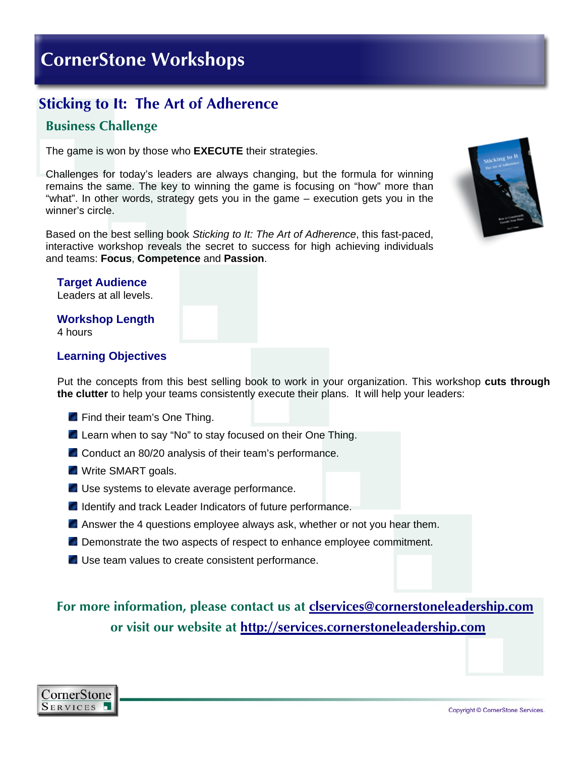# CornerStone Workshops

## Sticking to It: The Art of Adherence

### Business Challenge

The game is won by those who **EXECUTE** their strategies.

Challenges for today's leaders are always changing, but the formula for winning remains the same. The key to winning the game is focusing on "how" more than "what". In other words, strategy gets you in the game – execution gets you in the winner's circle.

Based on the best selling book *Sticking to It: The Art of Adherence*, this fast-paced, interactive workshop reveals the secret to success for high achieving individuals and teams: **Focus**, **Competence** and **Passion**.

### Target Audience

Leaders at all levels.

### Workshop Length

4 hours

### Learning Objectives

Put the concepts from this best selling book to work in your organization. This workshop **cuts through the clutter** to help your teams consistently execute their plans. It will help your leaders:

- Find their team's One Thing.
- Learn when to say "No" to stay focused on their One Thing.
- Conduct an 80/20 analysis of their team's performance.
- Write SMART goals.
- Use systems to elevate average performance.
- Identify and track Leader Indicators of future performance.
- Answer the 4 questions employee always ask, whether or not you hear them.
- Demonstrate the two aspects of respect to enhance employee commitment.
- Use team values to create consistent performance.

**For more information, please contact us at clservices@cornerstoneleadership.com or visit our website at http://services.cornerstoneleadership.com**

Copyright © CornerStone Services.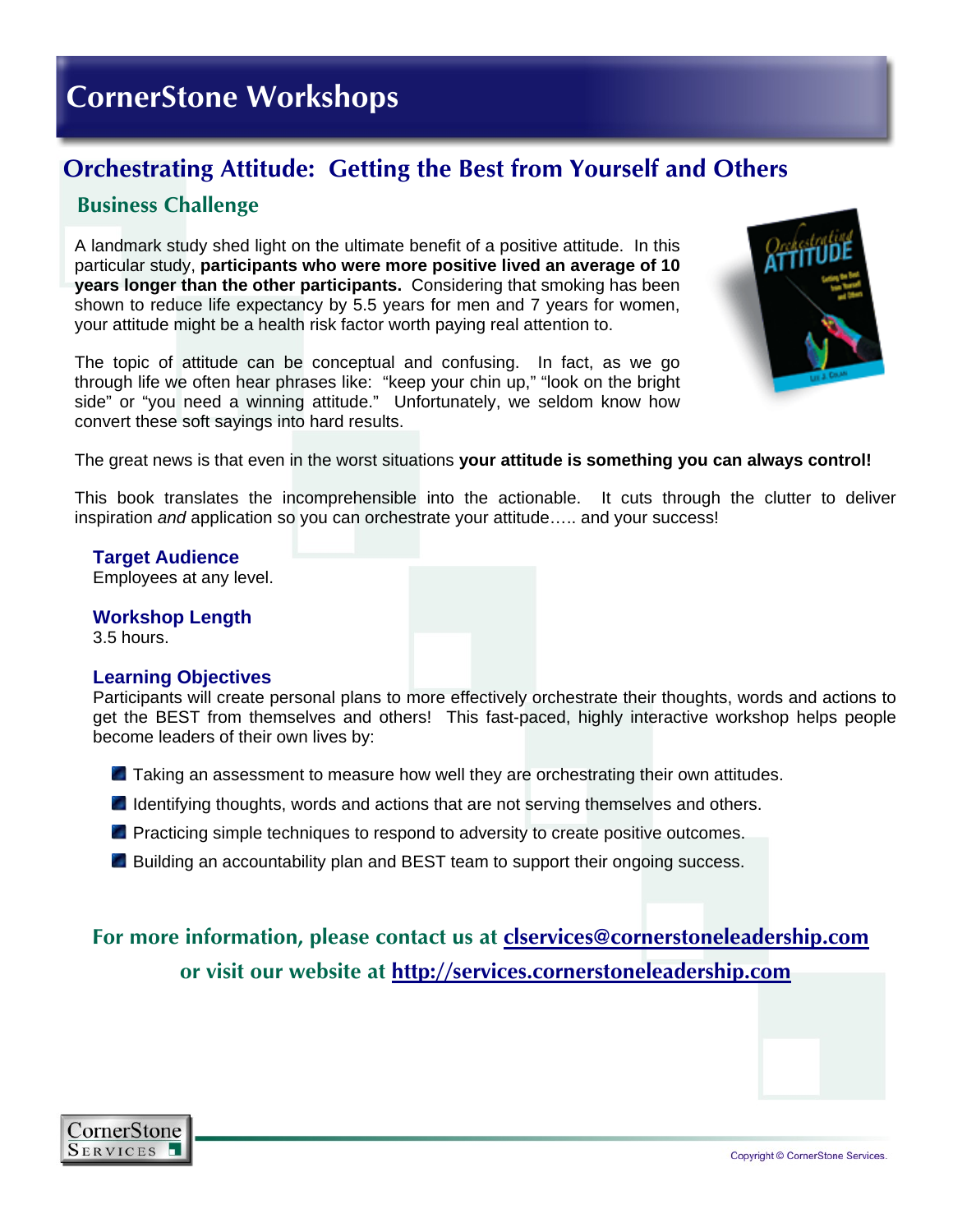# CornerStone Workshops

## Orchestrating Attitude: Getting the Best from Yourself and Others

### Business Challenge

A landmark study shed light on the ultimate benefit of a positive attitude. In this particular study, **participants who were more positive lived an average of 10 years longer than the other participants.** Considering that smoking has been shown to reduce life expectancy by 5.5 years for men and 7 years for women, your attitude might be a health risk factor worth paying real attention to.

The topic of attitude can be conceptual and confusing. In fact, as we go through life we often hear phrases like: "keep your chin up," "look on the bright side" or "you need a winning attitude." Unfortunately, we seldom know how convert these soft sayings into hard results.

The great news is that even in the worst situations **your attitude is something you can always control!**

This book translates the incomprehensible into the actionable. It cuts through the clutter to deliver inspiration *and* application so you can orchestrate your attitude….. and your success!

### Target Audience

Employees at any level.

### Workshop Length

3.5 hours.

### Learning Objectives

Participants will create personal plans to more effectively orchestrate their thoughts, words and actions to get the BEST from themselves and others! This fast-paced, highly interactive workshop helps people become leaders of their own lives by:

- Taking an assessment to measure how well they are orchestrating their own attitudes.
- Identifying thoughts, words and actions that are not serving themselves and others.
- Practicing simple techniques to respond to adversity to create positive outcomes.
- Building an accountability plan and BEST team to support their ongoing success.

**For more information, please contact us at clservices@cornerstoneleadership.com or visit our website at http://services.cornerstoneleadership.com**

CornerStone Services

Copyright © CornerStone Services.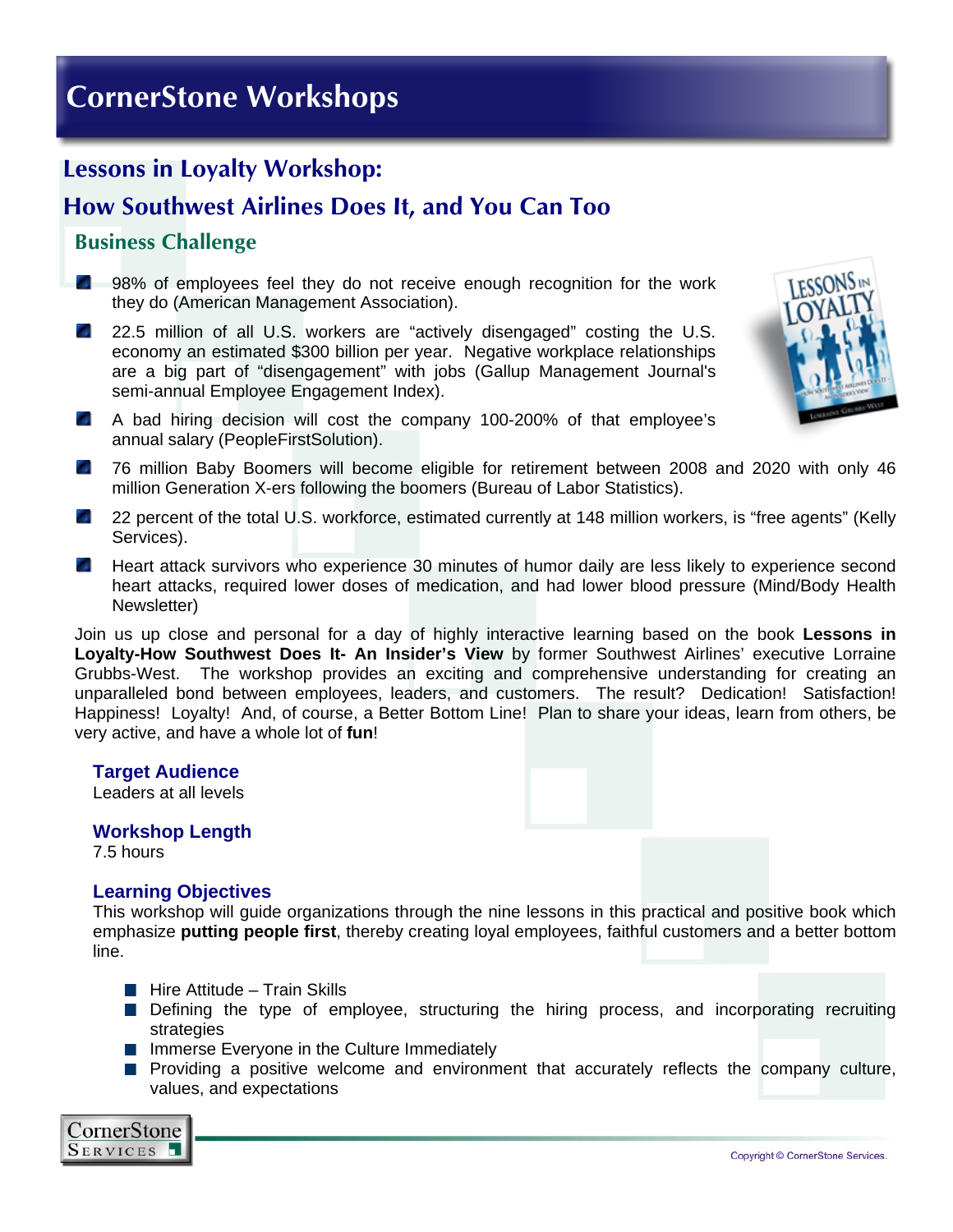# CornerStone Workshops

## Lessons in Loyalty Workshop:

## How Southwest Airlines Does It, and You Can Too

### Business Challenge

- 98% of employees feel they do not receive enough recognition for the work they do (American Management Association).
- 22.5 million of all U.S. workers are "actively disengaged" costing the U.S. economy an estimated $300 billion per year. Negative workplace relationships are a big part of "disengagement" with jobs (Gallup Management Journal's semi-annual Employee Engagement Index).
- A bad hiring decision will cost the company 100-200% of that employee's annual salary (PeopleFirstSolution).
- 76 million Baby Boomers will become eligible for retirement between 2008 and 2020 with only 46 million Generation X-ers following the boomers (Bureau of Labor Statistics).
- 22 percent of the total U.S. workforce, estimated currently at 148 million workers, is "free agents" (Kelly Services).
- Heart attack survivors who experience 30 minutes of humor daily are less likely to experience second heart attacks, required lower doses of medication, and had lower blood pressure (Mind/Body Health Newsletter)

Join us up close and personal for a day of highly interactive learning based on the book **Lessons in Loyalty-How Southwest Does It- An Insider's View** by former Southwest Airlines' executive Lorraine Grubbs-West. The workshop provides an exciting and comprehensive understanding for creating an unparalleled bond between employees, leaders, and customers. The result? Dedication! Satisfaction! Happiness! Loyalty! And, of course, a Better Bottom Line! Plan to share your ideas, learn from others, be very active, and have a whole lot of **fun**!

### Target Audience

Leaders at all levels

### Workshop Length

7.5 hours

### Learning Objectives

This workshop will guide organizations through the nine lessons in this practical and positive book which emphasize **putting people first**, thereby creating loyal employees, faithful customers and a better bottom line.

- Hire Attitude – Train Skills
- Defining the type of employee, structuring the hiring process, and incorporating recruiting strategies
- Immerse Everyone in the Culture Immediately
- Providing a positive welcome and environment that accurately reflects the company culture, values, and expectations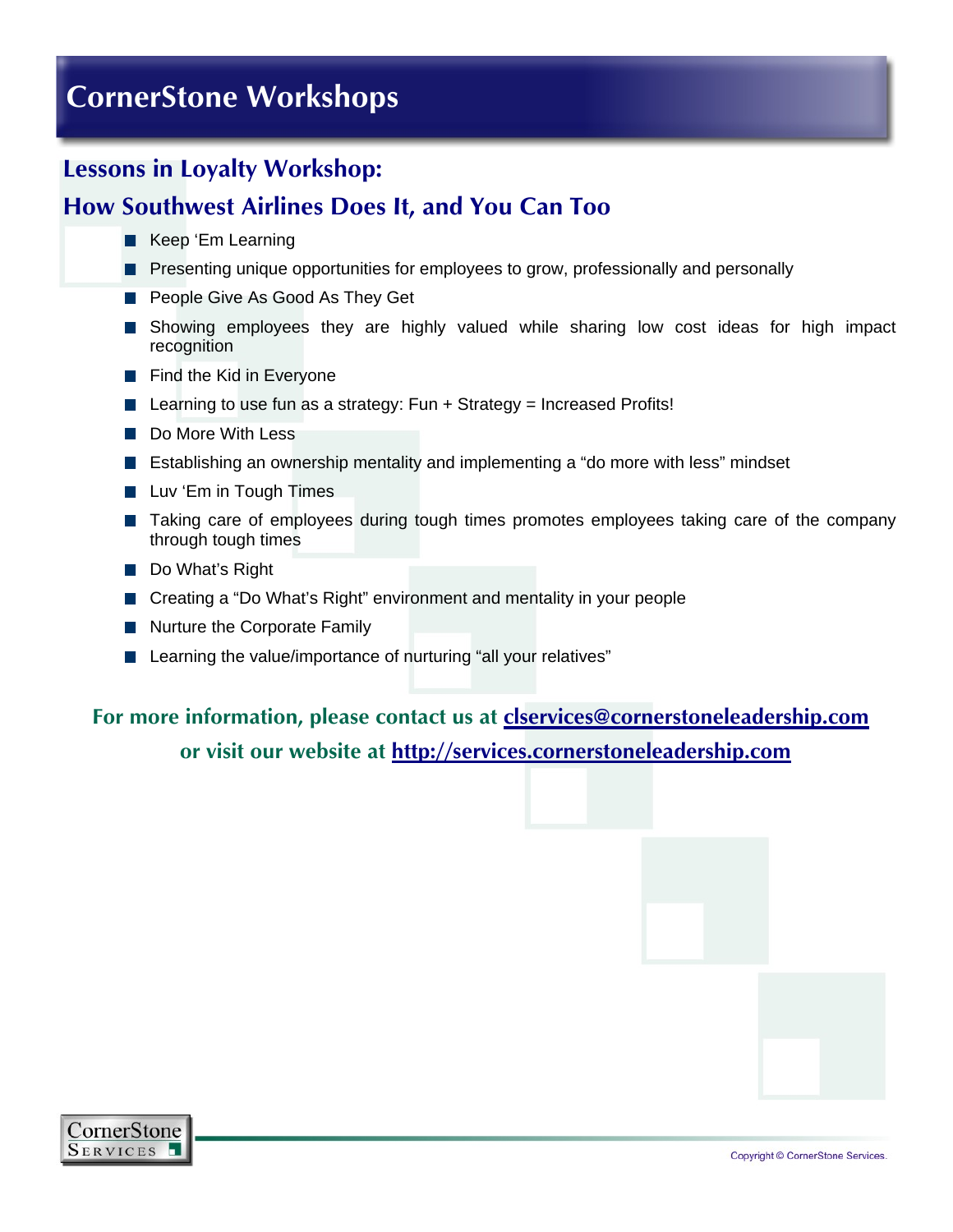# CornerStone Workshops

## Lessons in Loyalty Workshop:

## How Southwest Airlines Does It, and You Can Too

- Keep 'Em Learning
- Presenting unique opportunities for employees to grow, professionally and personally
- People Give As Good As They Get
- Showing employees they are highly valued while sharing low cost ideas for high impact recognition
- Find the Kid in Everyone
- Learning to use fun as a strategy: Fun + Strategy = Increased Profits!
- Do More With Less
- Establishing an ownership mentality and implementing a "do more with less" mindset
- Luv 'Em in Tough Times
- Taking care of employees during tough times promotes employees taking care of the company through tough times
- Do What's Right
- Creating a "Do What's Right" environment and mentality in your people
- Nurture the Corporate Family
- Learning the value/importance of nurturing "all your relatives"

**For more information, please contact us at clservices@cornerstoneleadership.com or visit our website at http://services.cornerstoneleadership.com**

CornerStone Services

Copyright © CornerStone Services.